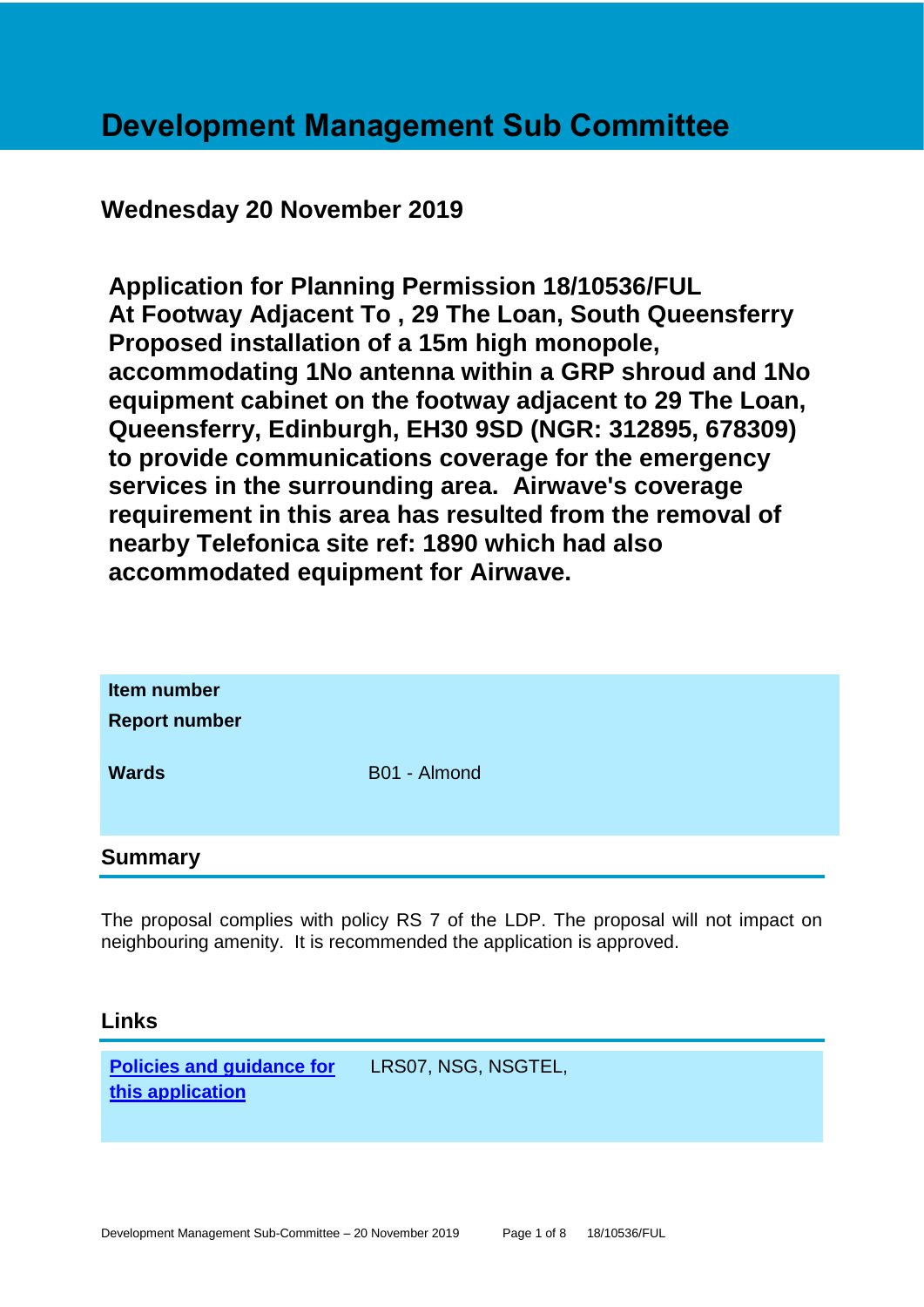# Development Management Sub Committee

## Wednesday 20 November 2019

**Application for Planning Permission 18/10536/FUL**
**At Footway Adjacent To , 29 The Loan, South Queensferry**
**Proposed installation of a 15m high monopole, accommodating 1No antenna within a GRP shroud and 1No equipment cabinet on the footway adjacent to 29 The Loan, Queensferry, Edinburgh, EH30 9SD (NGR: 312895, 678309) to provide communications coverage for the emergency services in the surrounding area. Airwave's coverage requirement in this area has resulted from the removal of nearby Telefonica site ref: 1890 which had also accommodated equipment for Airwave.**

| | |
|---|---|
| **Item number** | |
| **Report number** | |
| **Wards** | B01 - Almond |

## Summary

The proposal complies with policy RS 7 of the LDP. The proposal will not impact on neighbouring amenity. It is recommended the application is approved.

## Links

| | |
|---|---|
| **Policies and guidance for this application** | LRS07, NSG, NSGTEL, |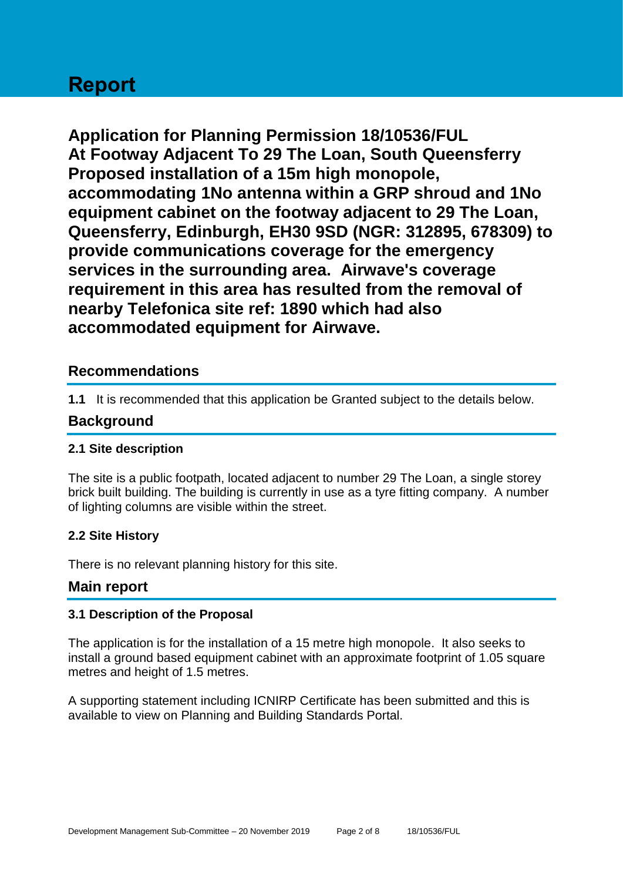# Report

## Application for Planning Permission 18/10536/FUL At Footway Adjacent To 29 The Loan, South Queensferry Proposed installation of a 15m high monopole, accommodating 1No antenna within a GRP shroud and 1No equipment cabinet on the footway adjacent to 29 The Loan, Queensferry, Edinburgh, EH30 9SD (NGR: 312895, 678309) to provide communications coverage for the emergency services in the surrounding area. Airwave's coverage requirement in this area has resulted from the removal of nearby Telefonica site ref: 1890 which had also accommodated equipment for Airwave.

## Recommendations

**1.1** It is recommended that this application be Granted subject to the details below.

## Background

### 2.1 Site description

The site is a public footpath, located adjacent to number 29 The Loan, a single storey brick built building. The building is currently in use as a tyre fitting company. A number of lighting columns are visible within the street.

### 2.2 Site History

There is no relevant planning history for this site.

## Main report

### 3.1 Description of the Proposal

The application is for the installation of a 15 metre high monopole. It also seeks to install a ground based equipment cabinet with an approximate footprint of 1.05 square metres and height of 1.5 metres.

A supporting statement including ICNIRP Certificate has been submitted and this is available to view on Planning and Building Standards Portal.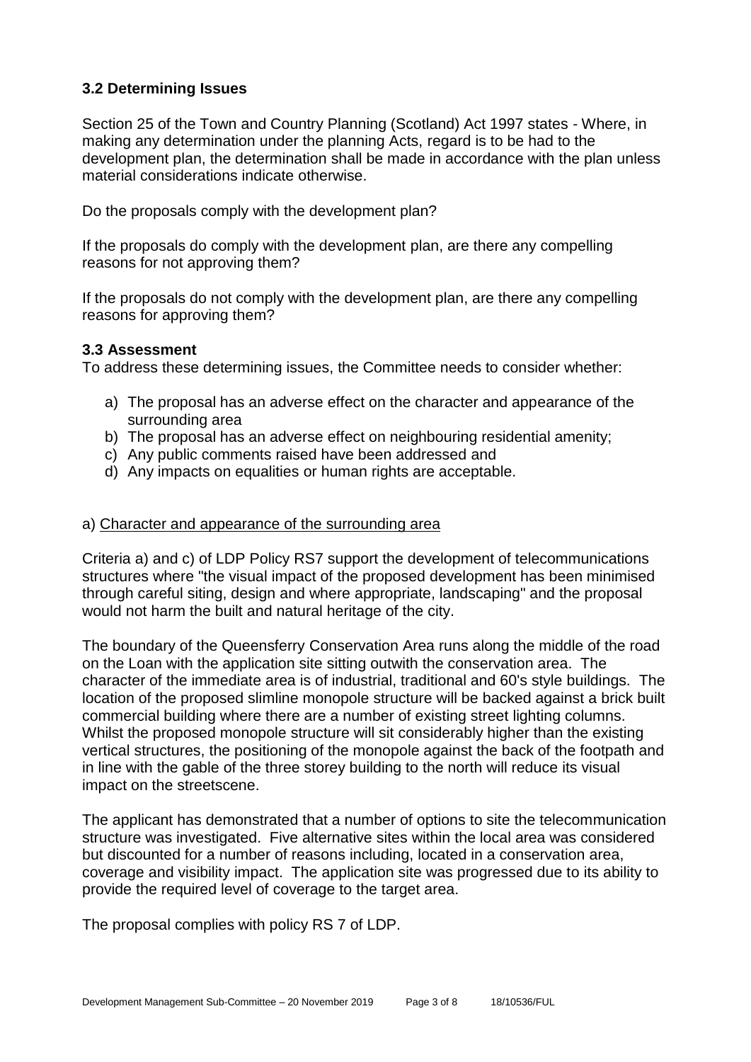### 3.2 Determining Issues

Section 25 of the Town and Country Planning (Scotland) Act 1997 states - Where, in making any determination under the planning Acts, regard is to be had to the development plan, the determination shall be made in accordance with the plan unless material considerations indicate otherwise.

Do the proposals comply with the development plan?

If the proposals do comply with the development plan, are there any compelling reasons for not approving them?

If the proposals do not comply with the development plan, are there any compelling reasons for approving them?

### 3.3 Assessment

To address these determining issues, the Committee needs to consider whether:

a) The proposal has an adverse effect on the character and appearance of the surrounding area
b) The proposal has an adverse effect on neighbouring residential amenity;
c) Any public comments raised have been addressed and
d) Any impacts on equalities or human rights are acceptable.

a) Character and appearance of the surrounding area

Criteria a) and c) of LDP Policy RS7 support the development of telecommunications structures where "the visual impact of the proposed development has been minimised through careful siting, design and where appropriate, landscaping" and the proposal would not harm the built and natural heritage of the city.

The boundary of the Queensferry Conservation Area runs along the middle of the road on the Loan with the application site sitting outwith the conservation area. The character of the immediate area is of industrial, traditional and 60's style buildings. The location of the proposed slimline monopole structure will be backed against a brick built commercial building where there are a number of existing street lighting columns. Whilst the proposed monopole structure will sit considerably higher than the existing vertical structures, the positioning of the monopole against the back of the footpath and in line with the gable of the three storey building to the north will reduce its visual impact on the streetscene.

The applicant has demonstrated that a number of options to site the telecommunication structure was investigated. Five alternative sites within the local area was considered but discounted for a number of reasons including, located in a conservation area, coverage and visibility impact. The application site was progressed due to its ability to provide the required level of coverage to the target area.

The proposal complies with policy RS 7 of LDP.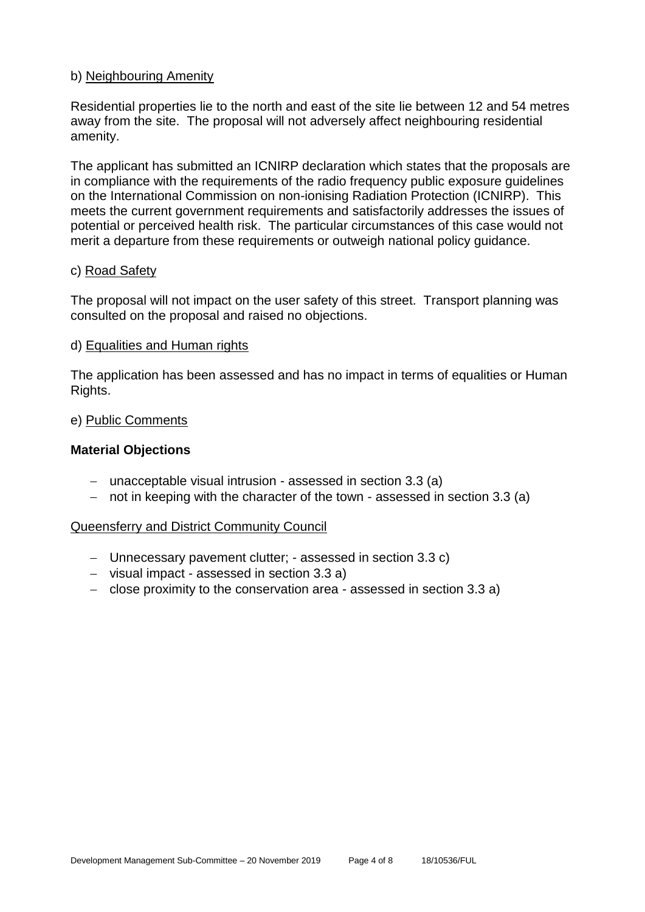b) Neighbouring Amenity

Residential properties lie to the north and east of the site lie between 12 and 54 metres away from the site. The proposal will not adversely affect neighbouring residential amenity.

The applicant has submitted an ICNIRP declaration which states that the proposals are in compliance with the requirements of the radio frequency public exposure guidelines on the International Commission on non-ionising Radiation Protection (ICNIRP). This meets the current government requirements and satisfactorily addresses the issues of potential or perceived health risk. The particular circumstances of this case would not merit a departure from these requirements or outweigh national policy guidance.

c) Road Safety

The proposal will not impact on the user safety of this street. Transport planning was consulted on the proposal and raised no objections.

d) Equalities and Human rights

The application has been assessed and has no impact in terms of equalities or Human Rights.

e) Public Comments

**Material Objections**

- unacceptable visual intrusion - assessed in section 3.3 (a)
- not in keeping with the character of the town - assessed in section 3.3 (a)

Queensferry and District Community Council

- Unnecessary pavement clutter; - assessed in section 3.3 c)
- visual impact - assessed in section 3.3 a)
- close proximity to the conservation area - assessed in section 3.3 a)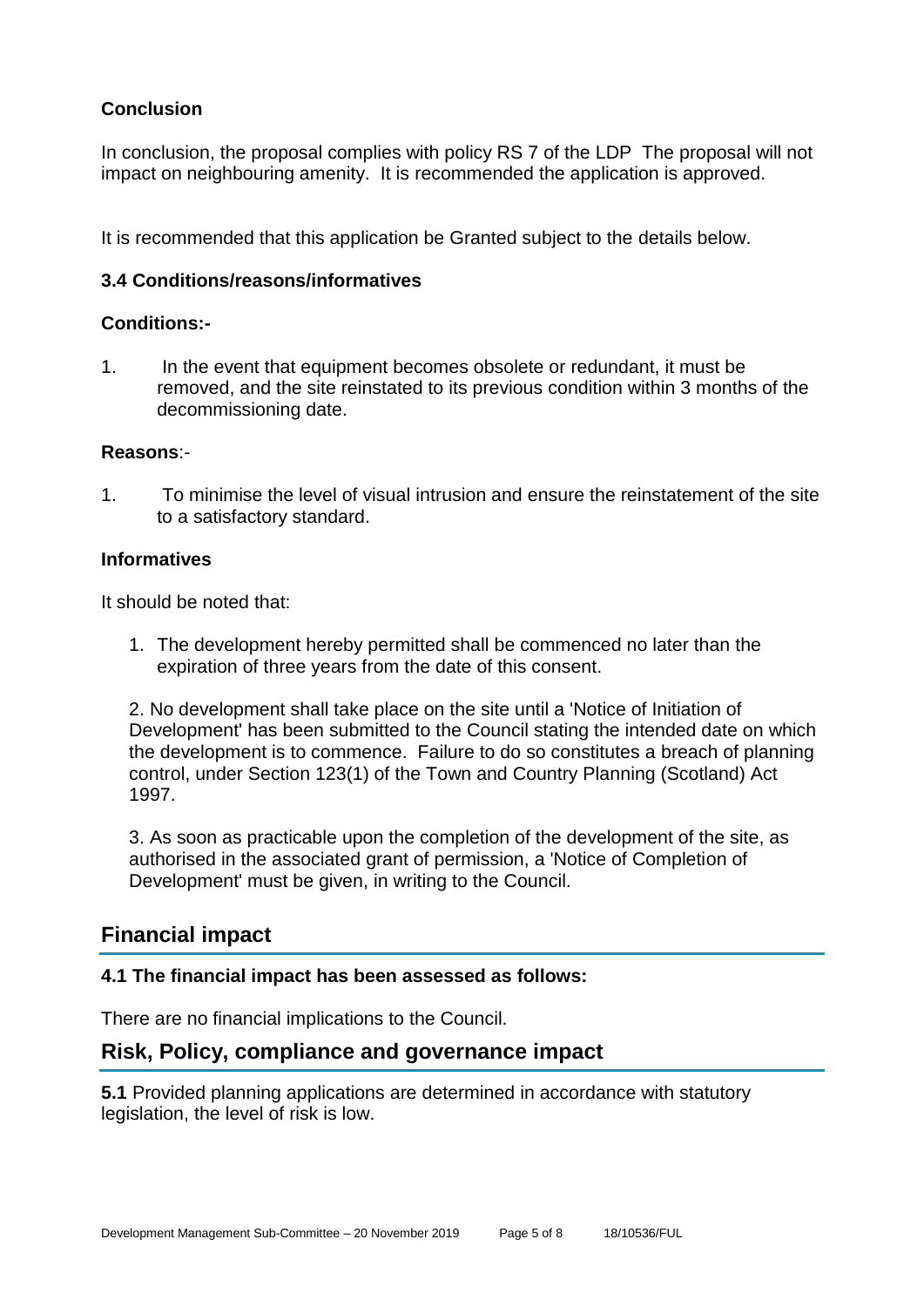**Conclusion**

In conclusion, the proposal complies with policy RS 7 of the LDP The proposal will not impact on neighbouring amenity. It is recommended the application is approved.

It is recommended that this application be Granted subject to the details below.

### 3.4 Conditions/reasons/informatives

**Conditions:-**

1. In the event that equipment becomes obsolete or redundant, it must be removed, and the site reinstated to its previous condition within 3 months of the decommissioning date.

**Reasons**:-

1. To minimise the level of visual intrusion and ensure the reinstatement of the site to a satisfactory standard.

**Informatives**

It should be noted that:

1. The development hereby permitted shall be commenced no later than the expiration of three years from the date of this consent.

2. No development shall take place on the site until a 'Notice of Initiation of Development' has been submitted to the Council stating the intended date on which the development is to commence. Failure to do so constitutes a breach of planning control, under Section 123(1) of the Town and Country Planning (Scotland) Act 1997.

3. As soon as practicable upon the completion of the development of the site, as authorised in the associated grant of permission, a 'Notice of Completion of Development' must be given, in writing to the Council.

## Financial impact

### 4.1 The financial impact has been assessed as follows:

There are no financial implications to the Council.

## Risk, Policy, compliance and governance impact

**5.1** Provided planning applications are determined in accordance with statutory legislation, the level of risk is low.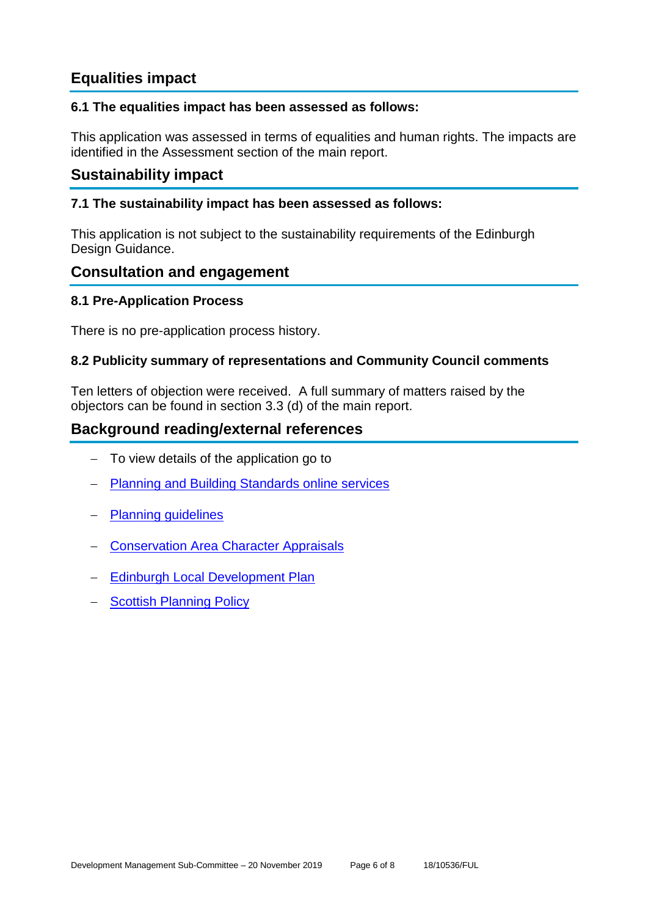## Equalities impact

### 6.1 The equalities impact has been assessed as follows:

This application was assessed in terms of equalities and human rights. The impacts are identified in the Assessment section of the main report.

## Sustainability impact

### 7.1 The sustainability impact has been assessed as follows:

This application is not subject to the sustainability requirements of the Edinburgh Design Guidance.

## Consultation and engagement

### 8.1 Pre-Application Process

There is no pre-application process history.

### 8.2 Publicity summary of representations and Community Council comments

Ten letters of objection were received. A full summary of matters raised by the objectors can be found in section 3.3 (d) of the main report.

## Background reading/external references

- To view details of the application go to
- Planning and Building Standards online services
- Planning guidelines
- Conservation Area Character Appraisals
- Edinburgh Local Development Plan
- Scottish Planning Policy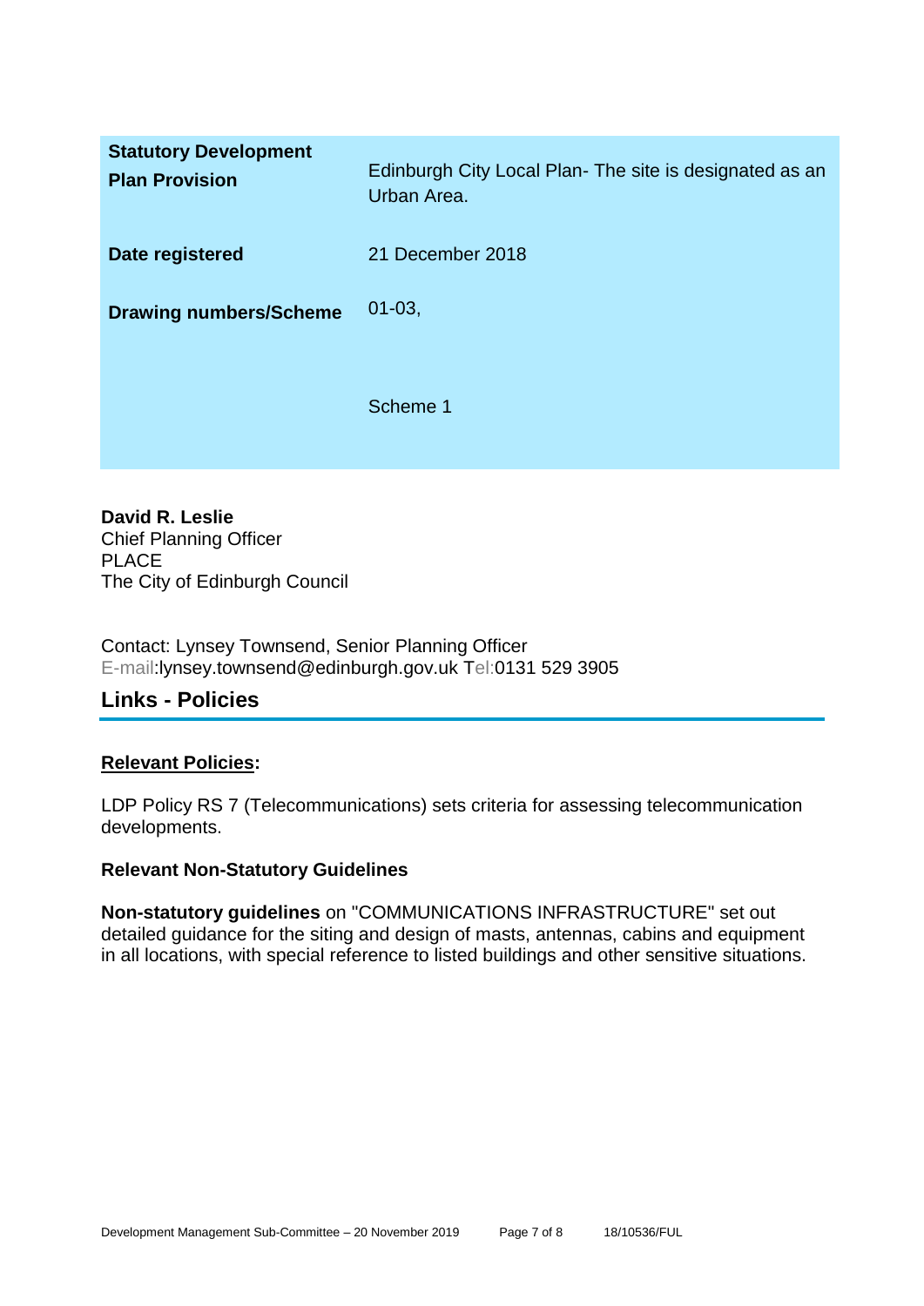| | |
|---|---|
| **Statutory Development Plan Provision** | Edinburgh City Local Plan- The site is designated as an Urban Area. |
| **Date registered** | 21 December 2018 |
| **Drawing numbers/Scheme** | 01-03,<br><br>Scheme 1 |

**David R. Leslie**
Chief Planning Officer
PLACE
The City of Edinburgh Council

Contact: Lynsey Townsend, Senior Planning Officer
E-mail:lynsey.townsend@edinburgh.gov.uk Tel:0131 529 3905

## Links - Policies

**Relevant Policies:**

LDP Policy RS 7 (Telecommunications) sets criteria for assessing telecommunication developments.

**Relevant Non-Statutory Guidelines**

**Non-statutory guidelines** on "COMMUNICATIONS INFRASTRUCTURE" set out detailed guidance for the siting and design of masts, antennas, cabins and equipment in all locations, with special reference to listed buildings and other sensitive situations.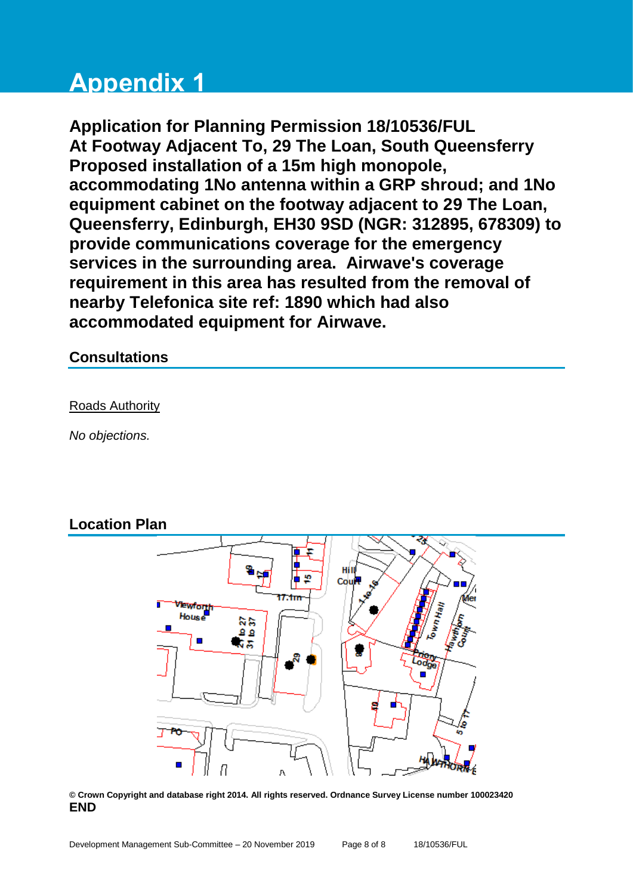# Appendix 1

**Application for Planning Permission 18/10536/FUL**
**At Footway Adjacent To, 29 The Loan, South Queensferry**
**Proposed installation of a 15m high monopole, accommodating 1No antenna within a GRP shroud; and 1No equipment cabinet on the footway adjacent to 29 The Loan, Queensferry, Edinburgh, EH30 9SD (NGR: 312895, 678309) to provide communications coverage for the emergency services in the surrounding area. Airwave's coverage requirement in this area has resulted from the removal of nearby Telefonica site ref: 1890 which had also accommodated equipment for Airwave.**

## Consultations

Roads Authority

*No objections.*

## Location Plan

Viewforth House

17.1m

Hill Court

1 to 16

21 to 27

31 to 37

29

Town Hall

Hawthorn Court

Priory Lodge

PO

5 to 17

HAWTHORNE

**© Crown Copyright and database right 2014. All rights reserved. Ordnance Survey License number 100023420**

**END**